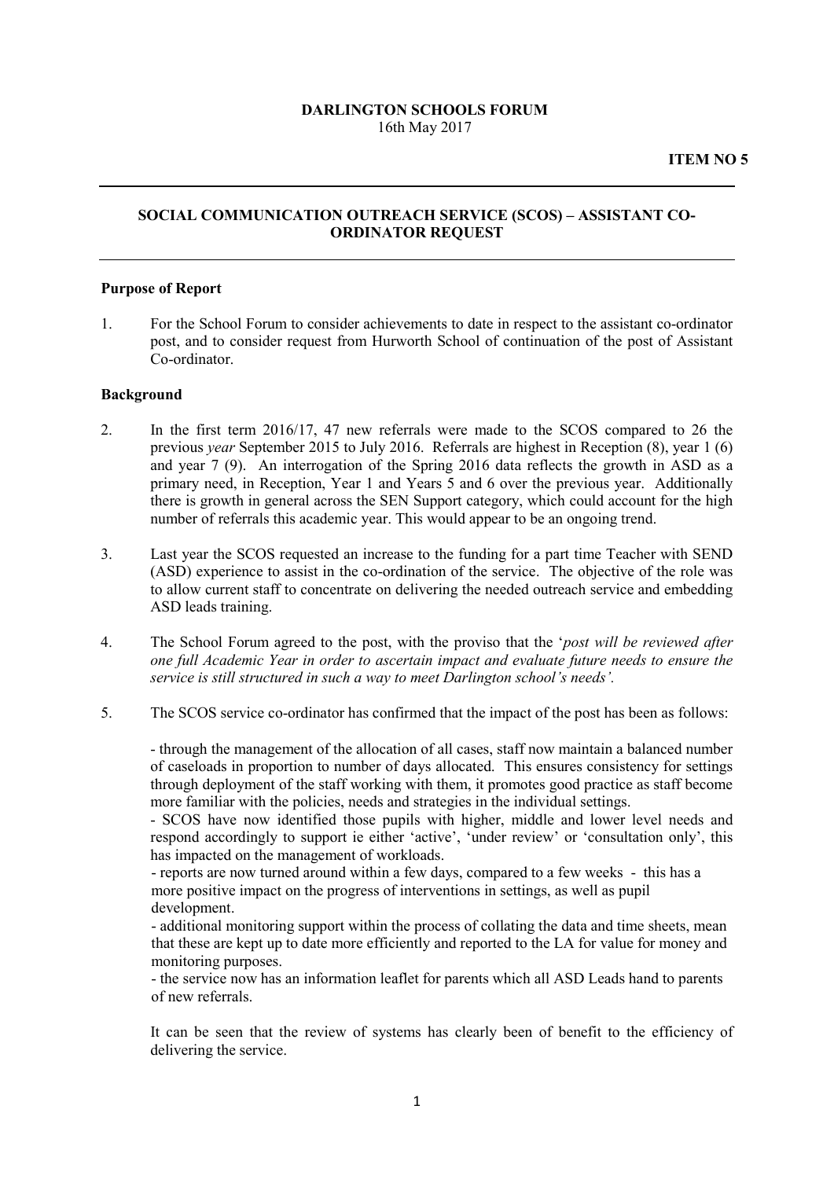**DARLINGTON SCHOOLS FORUM**
16th May 2017

**ITEM NO 5**

---

## SOCIAL COMMUNICATION OUTREACH SERVICE (SCOS) – ASSISTANT CO-ORDINATOR REQUEST

---

### Purpose of Report

1. For the School Forum to consider achievements to date in respect to the assistant co-ordinator post, and to consider request from Hurworth School of continuation of the post of Assistant Co-ordinator.

### Background

2. In the first term 2016/17, 47 new referrals were made to the SCOS compared to 26 the previous *year* September 2015 to July 2016. Referrals are highest in Reception (8), year 1 (6) and year 7 (9). An interrogation of the Spring 2016 data reflects the growth in ASD as a primary need, in Reception, Year 1 and Years 5 and 6 over the previous year. Additionally there is growth in general across the SEN Support category, which could account for the high number of referrals this academic year. This would appear to be an ongoing trend.

3. Last year the SCOS requested an increase to the funding for a part time Teacher with SEND (ASD) experience to assist in the co-ordination of the service. The objective of the role was to allow current staff to concentrate on delivering the needed outreach service and embedding ASD leads training.

4. The School Forum agreed to the post, with the proviso that the '*post will be reviewed after one full Academic Year in order to ascertain impact and evaluate future needs to ensure the service is still structured in such a way to meet Darlington school's needs'.*

5. The SCOS service co-ordinator has confirmed that the impact of the post has been as follows:

   - through the management of the allocation of all cases, staff now maintain a balanced number of caseloads in proportion to number of days allocated. This ensures consistency for settings through deployment of the staff working with them, it promotes good practice as staff become more familiar with the policies, needs and strategies in the individual settings.
   - SCOS have now identified those pupils with higher, middle and lower level needs and respond accordingly to support ie either 'active', 'under review' or 'consultation only', this has impacted on the management of workloads.
   - reports are now turned around within a few days, compared to a few weeks - this has a more positive impact on the progress of interventions in settings, as well as pupil development.
   - additional monitoring support within the process of collating the data and time sheets, mean that these are kept up to date more efficiently and reported to the LA for value for money and monitoring purposes.
   - the service now has an information leaflet for parents which all ASD Leads hand to parents of new referrals.

   It can be seen that the review of systems has clearly been of benefit to the efficiency of delivering the service.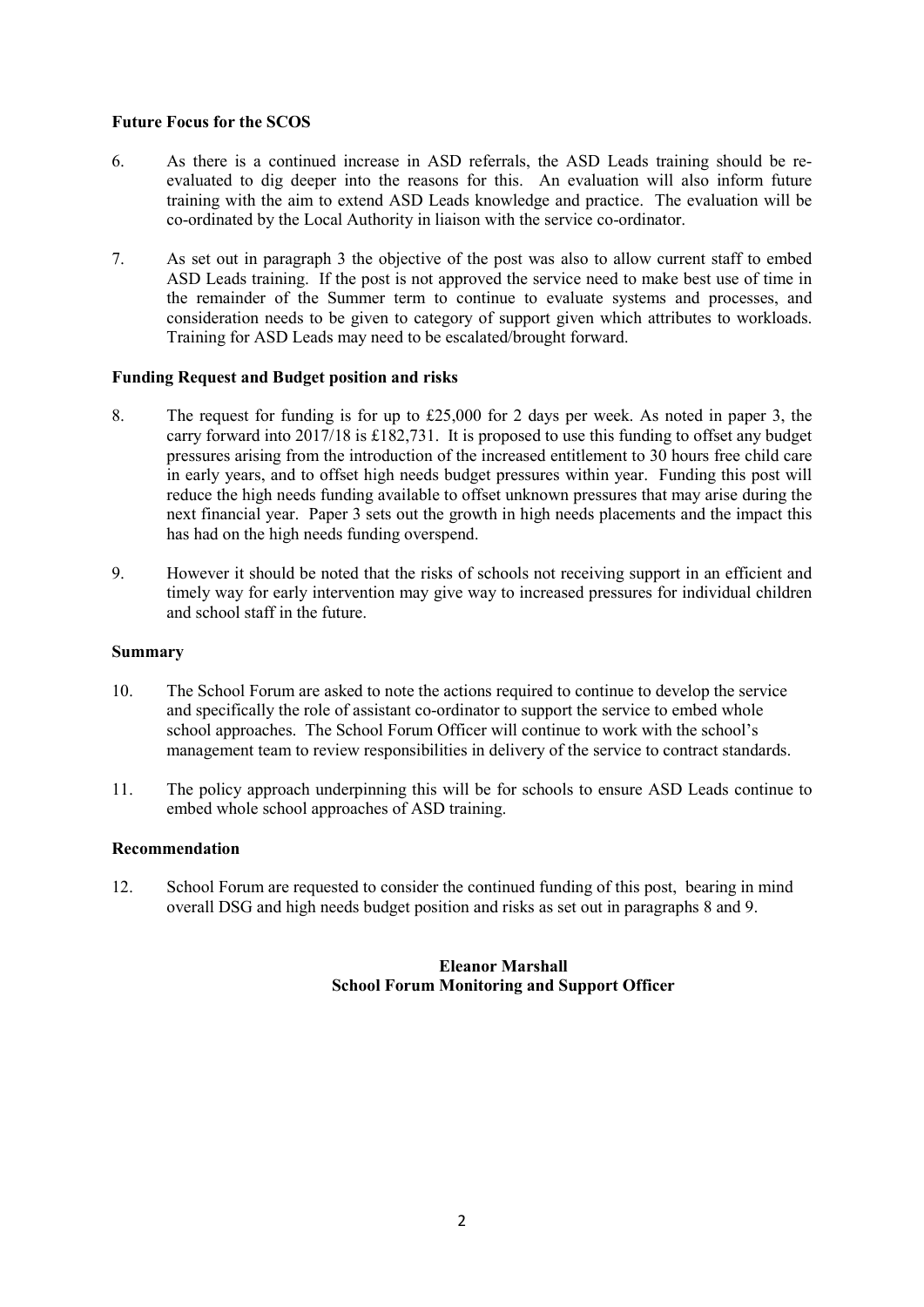**Future Focus for the SCOS**

6. As there is a continued increase in ASD referrals, the ASD Leads training should be re-evaluated to dig deeper into the reasons for this. An evaluation will also inform future training with the aim to extend ASD Leads knowledge and practice. The evaluation will be co-ordinated by the Local Authority in liaison with the service co-ordinator.

7. As set out in paragraph 3 the objective of the post was also to allow current staff to embed ASD Leads training. If the post is not approved the service need to make best use of time in the remainder of the Summer term to continue to evaluate systems and processes, and consideration needs to be given to category of support given which attributes to workloads. Training for ASD Leads may need to be escalated/brought forward.

**Funding Request and Budget position and risks**

8. The request for funding is for up to £25,000 for 2 days per week. As noted in paper 3, the carry forward into 2017/18 is £182,731. It is proposed to use this funding to offset any budget pressures arising from the introduction of the increased entitlement to 30 hours free child care in early years, and to offset high needs budget pressures within year. Funding this post will reduce the high needs funding available to offset unknown pressures that may arise during the next financial year. Paper 3 sets out the growth in high needs placements and the impact this has had on the high needs funding overspend.

9. However it should be noted that the risks of schools not receiving support in an efficient and timely way for early intervention may give way to increased pressures for individual children and school staff in the future.

**Summary**

10. The School Forum are asked to note the actions required to continue to develop the service and specifically the role of assistant co-ordinator to support the service to embed whole school approaches. The School Forum Officer will continue to work with the school's management team to review responsibilities in delivery of the service to contract standards.

11. The policy approach underpinning this will be for schools to ensure ASD Leads continue to embed whole school approaches of ASD training.

**Recommendation**

12. School Forum are requested to consider the continued funding of this post, bearing in mind overall DSG and high needs budget position and risks as set out in paragraphs 8 and 9.

**Eleanor Marshall**
**School Forum Monitoring and Support Officer**